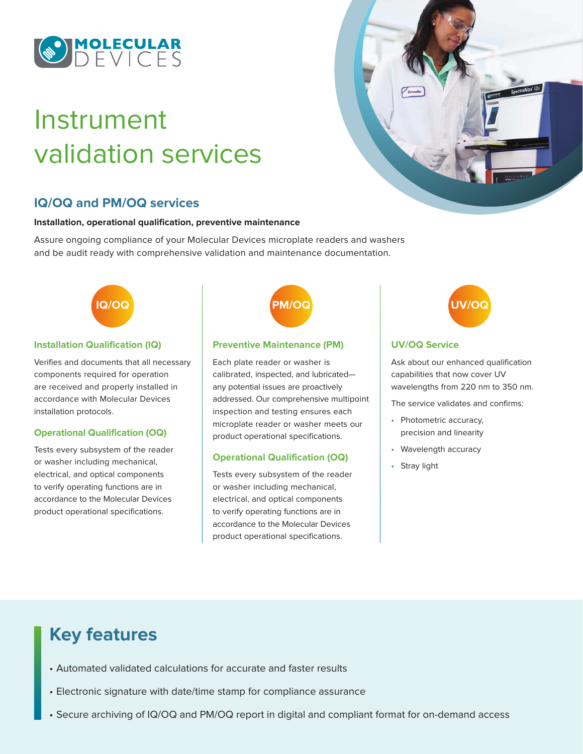# Instrument validation services

## IQ/OQ and PM/OQ services

**Installation, operational qualification, preventive maintenance**

Assure ongoing compliance of your Molecular Devices microplate readers and washers and be audit ready with comprehensive validation and maintenance documentation.

**IQ/OQ**

### Installation Qualification (IQ)

Verifies and documents that all necessary components required for operation are received and properly installed in accordance with Molecular Devices installation protocols.

### Operational Qualification (OQ)

Tests every subsystem of the reader or washer including mechanical, electrical, and optical components to verify operating functions are in accordance to the Molecular Devices product operational specifications.

**PM/OQ**

### Preventive Maintenance (PM)

Each plate reader or washer is calibrated, inspected, and lubricated—any potential issues are proactively addressed. Our comprehensive multipoint inspection and testing ensures each microplate reader or washer meets our product operational specifications.

### Operational Qualification (OQ)

Tests every subsystem of the reader or washer including mechanical, electrical, and optical components to verify operating functions are in accordance to the Molecular Devices product operational specifications.

**UV/OQ**

### UV/OQ Service

Ask about our enhanced qualification capabilities that now cover UV wavelengths from 220 nm to 350 nm.

The service validates and confirms:

- Photometric accuracy, precision and linearity
- Wavelength accuracy
- Stray light

## Key features

- Automated validated calculations for accurate and faster results
- Electronic signature with date/time stamp for compliance assurance
- Secure archiving of IQ/OQ and PM/OQ report in digital and compliant format for on-demand access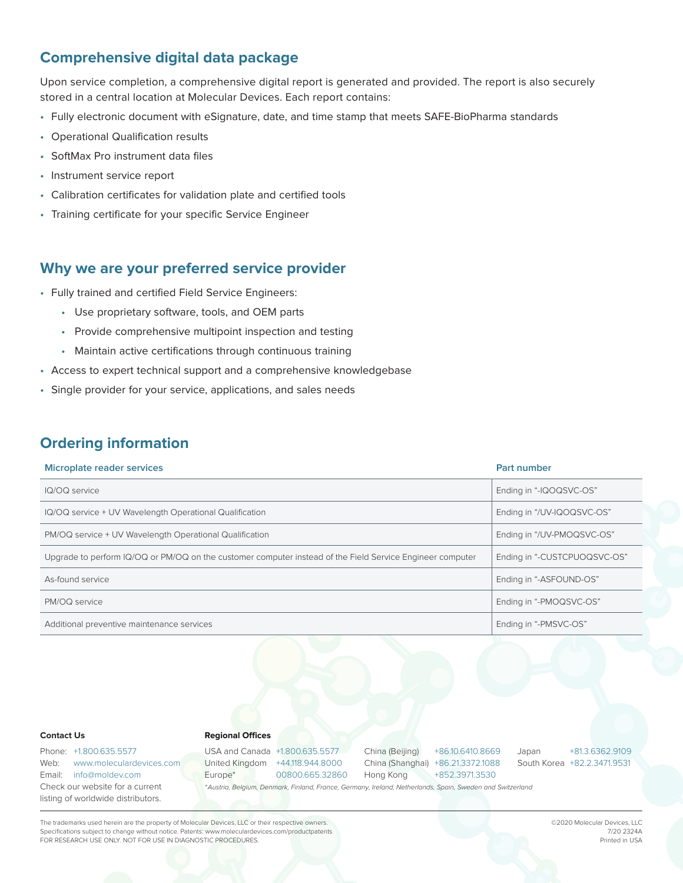## Comprehensive digital data package

Upon service completion, a comprehensive digital report is generated and provided. The report is also securely stored in a central location at Molecular Devices. Each report contains:

- Fully electronic document with eSignature, date, and time stamp that meets SAFE-BioPharma standards
- Operational Qualification results
- SoftMax Pro instrument data files
- Instrument service report
- Calibration certificates for validation plate and certified tools
- Training certificate for your specific Service Engineer

## Why we are your preferred service provider

- Fully trained and certified Field Service Engineers:
  - Use proprietary software, tools, and OEM parts
  - Provide comprehensive multipoint inspection and testing
  - Maintain active certifications through continuous training
- Access to expert technical support and a comprehensive knowledgebase
- Single provider for your service, applications, and sales needs

## Ordering information

| Microplate reader services | Part number |
|---|---|
| IQ/OQ service | Ending in "-IQOQSVC-OS" |
| IQ/OQ service + UV Wavelength Operational Qualification | Ending in "/UV-IQOQSVC-OS" |
| PM/OQ service + UV Wavelength Operational Qualification | Ending in "/UV-PMOQSVC-OS" |
| Upgrade to perform IQ/OQ or PM/OQ on the customer computer instead of the Field Service Engineer computer | Ending in "-CUSTCPUOQSVC-OS" |
| As-found service | Ending in "-ASFOUND-OS" |
| PM/OQ service | Ending in "-PMOQSVC-OS" |
| Additional preventive maintenance services | Ending in "-PMSVC-OS" |

**Contact Us**

Phone: +1.800.635.5577
Web: www.moleculardevices.com
Email: info@moldev.com
Check our website for a current listing of worldwide distributors.

**Regional Offices**

USA and Canada +1.800.635.5577
United Kingdom +44.118.944.8000
Europe* 00800.665.32860
China (Beijing) +86.10.6410.8669
China (Shanghai) +86.21.3372.1088
Hong Kong +852.3971.3530
Japan +81.3.6362.9109
South Korea +82.2.3471.9531

*Austria, Belgium, Denmark, Finland, France, Germany, Ireland, Netherlands, Spain, Sweden and Switzerland*

The trademarks used herein are the property of Molecular Devices, LLC or their respective owners.
Specifications subject to change without notice. Patents: www.moleculardevices.com/productpatents
FOR RESEARCH USE ONLY. NOT FOR USE IN DIAGNOSTIC PROCEDURES.

©2020 Molecular Devices, LLC
7/20 2324A
Printed in USA